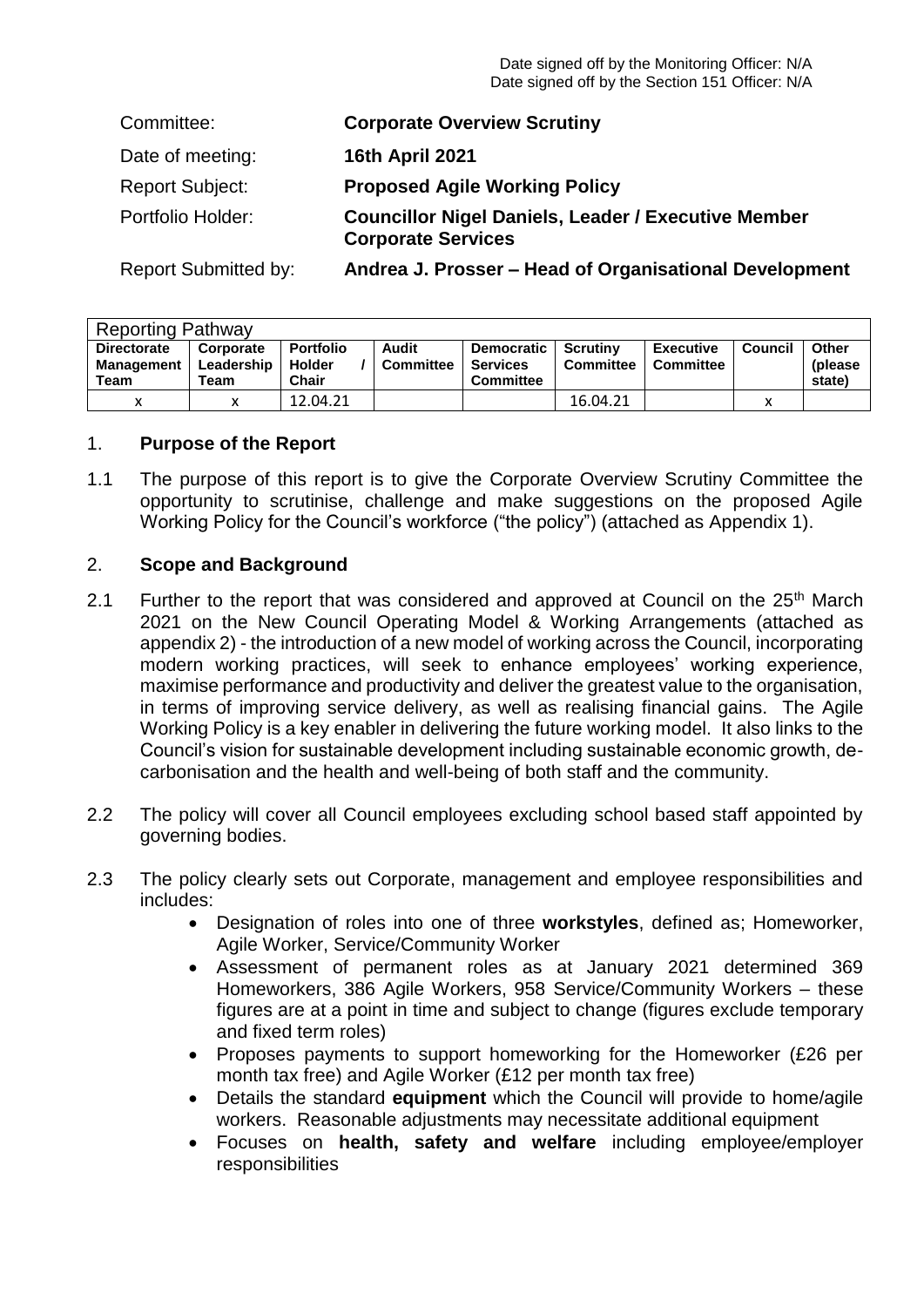Date signed off by the Monitoring Officer: N/A
Date signed off by the Section 151 Officer: N/A

| | |
|---|---|
| Committee: | **Corporate Overview Scrutiny** |
| Date of meeting: | **16th April 2021** |
| Report Subject: | **Proposed Agile Working Policy** |
| Portfolio Holder: | **Councillor Nigel Daniels, Leader / Executive Member Corporate Services** |
| Report Submitted by: | **Andrea J. Prosser – Head of Organisational Development** |

| Reporting Pathway | | | | | | | | |
|---|---|---|---|---|---|---|---|---|
| **Directorate Management Team** | **Corporate Leadership Team** | **Portfolio Holder / Chair** | **Audit Committee** | **Democratic Services Committee** | **Scrutiny Committee** | **Executive Committee** | **Council** | **Other (please state)** |
| x | x | 12.04.21 | | | 16.04.21 | | x | |

## 1. **Purpose of the Report**

1.1 The purpose of this report is to give the Corporate Overview Scrutiny Committee the opportunity to scrutinise, challenge and make suggestions on the proposed Agile Working Policy for the Council's workforce ("the policy") (attached as Appendix 1).

## 2. **Scope and Background**

2.1 Further to the report that was considered and approved at Council on the 25th March 2021 on the New Council Operating Model & Working Arrangements (attached as appendix 2) - the introduction of a new model of working across the Council, incorporating modern working practices, will seek to enhance employees' working experience, maximise performance and productivity and deliver the greatest value to the organisation, in terms of improving service delivery, as well as realising financial gains. The Agile Working Policy is a key enabler in delivering the future working model. It also links to the Council's vision for sustainable development including sustainable economic growth, de-carbonisation and the health and well-being of both staff and the community.

2.2 The policy will cover all Council employees excluding school based staff appointed by governing bodies.

2.3 The policy clearly sets out Corporate, management and employee responsibilities and includes:

- Designation of roles into one of three **workstyles**, defined as; Homeworker, Agile Worker, Service/Community Worker
- Assessment of permanent roles as at January 2021 determined 369 Homeworkers, 386 Agile Workers, 958 Service/Community Workers – these figures are at a point in time and subject to change (figures exclude temporary and fixed term roles)
- Proposes payments to support homeworking for the Homeworker (£26 per month tax free) and Agile Worker (£12 per month tax free)
- Details the standard **equipment** which the Council will provide to home/agile workers. Reasonable adjustments may necessitate additional equipment
- Focuses on **health, safety and welfare** including employee/employer responsibilities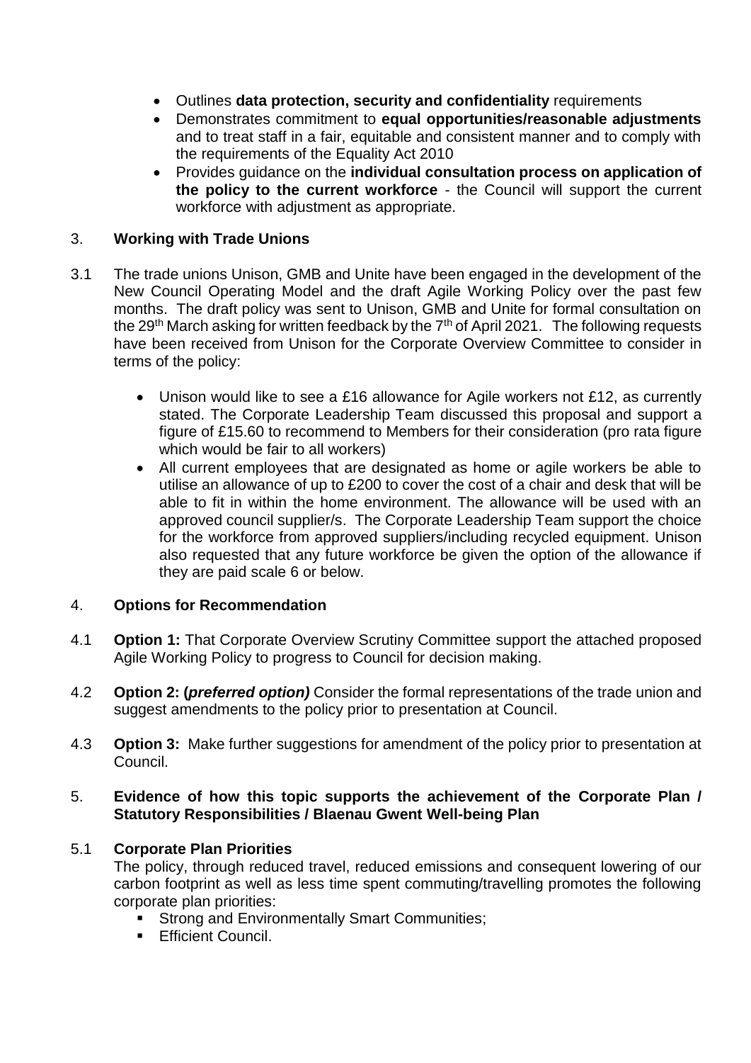- Outlines **data protection, security and confidentiality** requirements
- Demonstrates commitment to **equal opportunities/reasonable adjustments** and to treat staff in a fair, equitable and consistent manner and to comply with the requirements of the Equality Act 2010
- Provides guidance on the **individual consultation process on application of the policy to the current workforce** - the Council will support the current workforce with adjustment as appropriate.

## 3. Working with Trade Unions

3.1 The trade unions Unison, GMB and Unite have been engaged in the development of the New Council Operating Model and the draft Agile Working Policy over the past few months. The draft policy was sent to Unison, GMB and Unite for formal consultation on the 29th March asking for written feedback by the 7th of April 2021. The following requests have been received from Unison for the Corporate Overview Committee to consider in terms of the policy:

- Unison would like to see a £16 allowance for Agile workers not £12, as currently stated. The Corporate Leadership Team discussed this proposal and support a figure of £15.60 to recommend to Members for their consideration (pro rata figure which would be fair to all workers)
- All current employees that are designated as home or agile workers be able to utilise an allowance of up to £200 to cover the cost of a chair and desk that will be able to fit in within the home environment. The allowance will be used with an approved council supplier/s. The Corporate Leadership Team support the choice for the workforce from approved suppliers/including recycled equipment. Unison also requested that any future workforce be given the option of the allowance if they are paid scale 6 or below.

## 4. Options for Recommendation

4.1 **Option 1:** That Corporate Overview Scrutiny Committee support the attached proposed Agile Working Policy to progress to Council for decision making.

4.2 **Option 2: (*preferred option*)** Consider the formal representations of the trade union and suggest amendments to the policy prior to presentation at Council.

4.3 **Option 3:** Make further suggestions for amendment of the policy prior to presentation at Council.

## 5. Evidence of how this topic supports the achievement of the Corporate Plan / Statutory Responsibilities / Blaenau Gwent Well-being Plan

### 5.1 Corporate Plan Priorities

The policy, through reduced travel, reduced emissions and consequent lowering of our carbon footprint as well as less time spent commuting/travelling promotes the following corporate plan priorities:

- Strong and Environmentally Smart Communities;
- Efficient Council.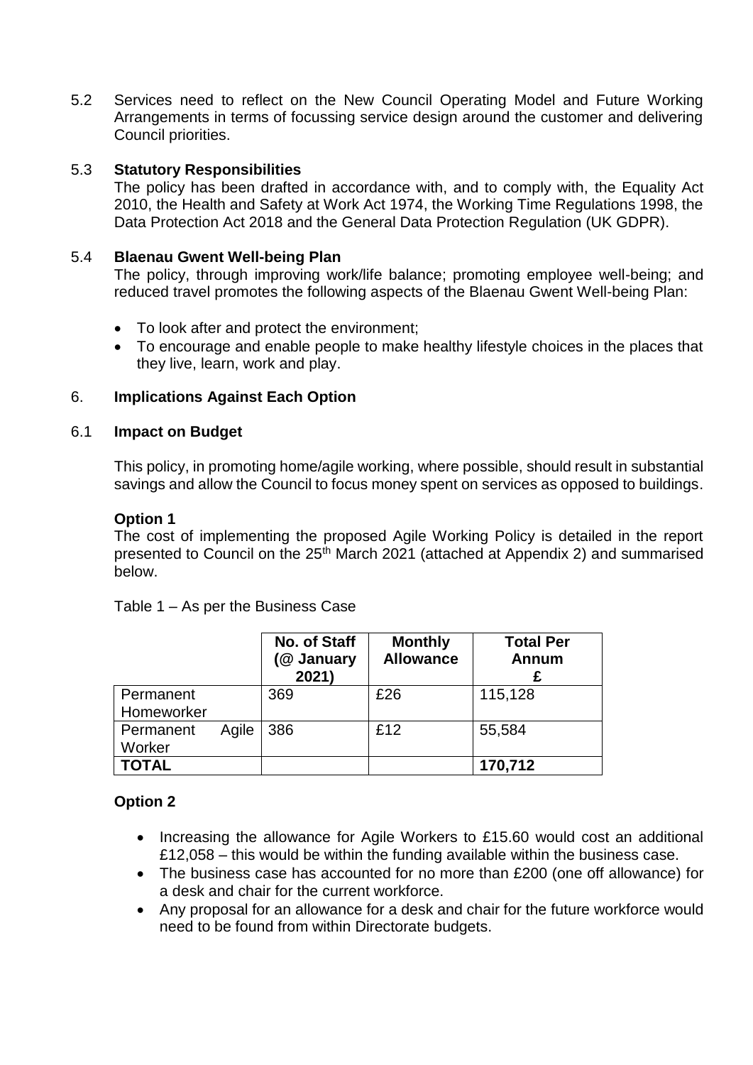5.2 Services need to reflect on the New Council Operating Model and Future Working Arrangements in terms of focussing service design around the customer and delivering Council priorities.

5.3 **Statutory Responsibilities**

The policy has been drafted in accordance with, and to comply with, the Equality Act 2010, the Health and Safety at Work Act 1974, the Working Time Regulations 1998, the Data Protection Act 2018 and the General Data Protection Regulation (UK GDPR).

5.4 **Blaenau Gwent Well-being Plan**

The policy, through improving work/life balance; promoting employee well-being; and reduced travel promotes the following aspects of the Blaenau Gwent Well-being Plan:

- To look after and protect the environment;
- To encourage and enable people to make healthy lifestyle choices in the places that they live, learn, work and play.

## 6. **Implications Against Each Option**

### 6.1 **Impact on Budget**

This policy, in promoting home/agile working, where possible, should result in substantial savings and allow the Council to focus money spent on services as opposed to buildings.

**Option 1**

The cost of implementing the proposed Agile Working Policy is detailed in the report presented to Council on the 25th March 2021 (attached at Appendix 2) and summarised below.

Table 1 – As per the Business Case

| | **No. of Staff (@ January 2021)** | **Monthly Allowance** | **Total Per Annum £** |
|---|---|---|---|
| Permanent Homeworker | 369 | £26 | 115,128 |
| Permanent Agile Worker | 386 | £12 | 55,584 |
| **TOTAL** | | | **170,712** |

**Option 2**

- Increasing the allowance for Agile Workers to £15.60 would cost an additional £12,058 – this would be within the funding available within the business case.
- The business case has accounted for no more than £200 (one off allowance) for a desk and chair for the current workforce.
- Any proposal for an allowance for a desk and chair for the future workforce would need to be found from within Directorate budgets.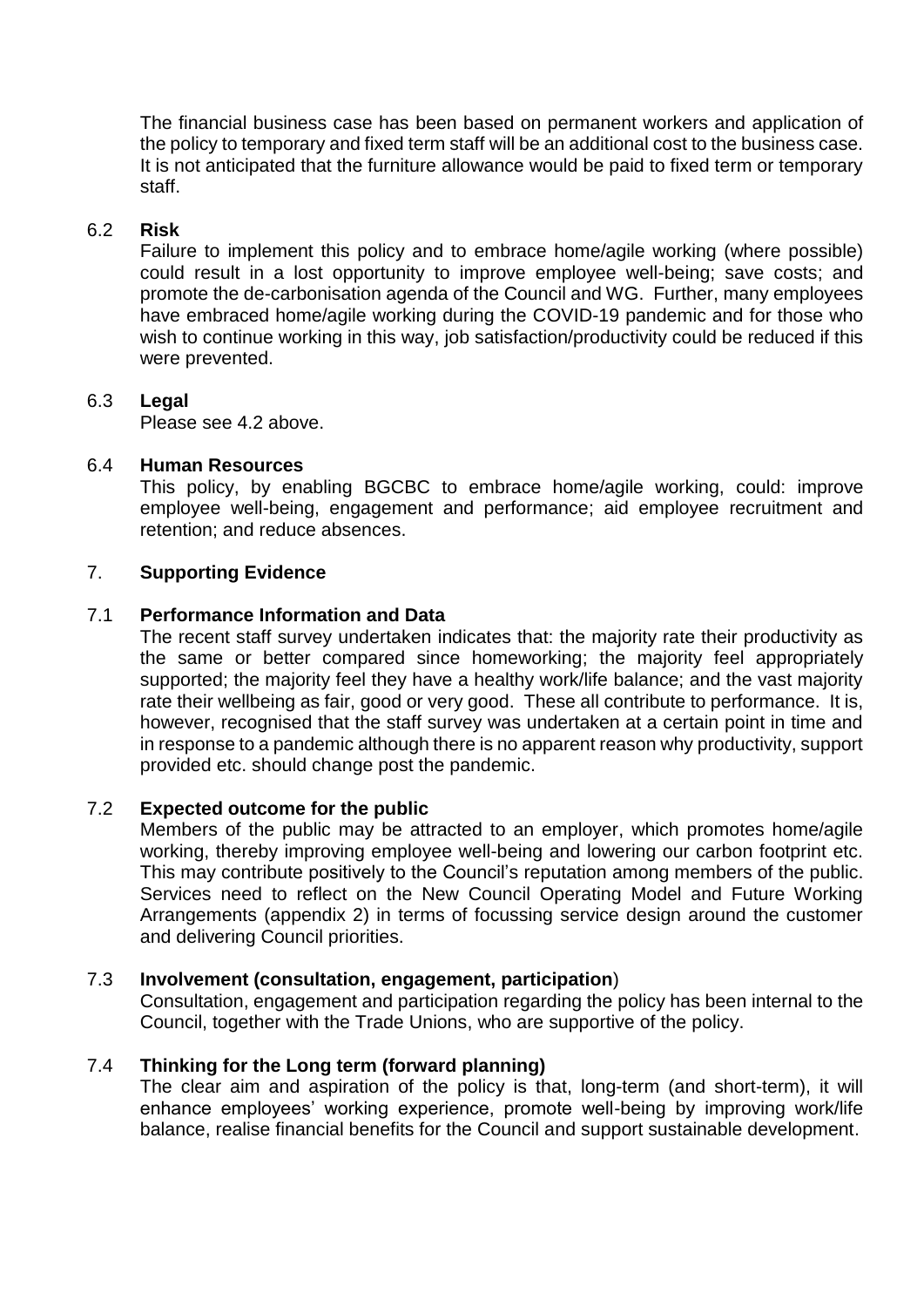The financial business case has been based on permanent workers and application of the policy to temporary and fixed term staff will be an additional cost to the business case. It is not anticipated that the furniture allowance would be paid to fixed term or temporary staff.

6.2 **Risk**

Failure to implement this policy and to embrace home/agile working (where possible) could result in a lost opportunity to improve employee well-being; save costs; and promote the de-carbonisation agenda of the Council and WG. Further, many employees have embraced home/agile working during the COVID-19 pandemic and for those who wish to continue working in this way, job satisfaction/productivity could be reduced if this were prevented.

6.3 **Legal**

Please see 4.2 above.

6.4 **Human Resources**

This policy, by enabling BGCBC to embrace home/agile working, could: improve employee well-being, engagement and performance; aid employee recruitment and retention; and reduce absences.

## 7. **Supporting Evidence**

7.1 **Performance Information and Data**

The recent staff survey undertaken indicates that: the majority rate their productivity as the same or better compared since homeworking; the majority feel appropriately supported; the majority feel they have a healthy work/life balance; and the vast majority rate their wellbeing as fair, good or very good. These all contribute to performance. It is, however, recognised that the staff survey was undertaken at a certain point in time and in response to a pandemic although there is no apparent reason why productivity, support provided etc. should change post the pandemic.

7.2 **Expected outcome for the public**

Members of the public may be attracted to an employer, which promotes home/agile working, thereby improving employee well-being and lowering our carbon footprint etc. This may contribute positively to the Council's reputation among members of the public. Services need to reflect on the New Council Operating Model and Future Working Arrangements (appendix 2) in terms of focussing service design around the customer and delivering Council priorities.

7.3 **Involvement (consultation, engagement, participation**)

Consultation, engagement and participation regarding the policy has been internal to the Council, together with the Trade Unions, who are supportive of the policy.

7.4 **Thinking for the Long term (forward planning)**

The clear aim and aspiration of the policy is that, long-term (and short-term), it will enhance employees' working experience, promote well-being by improving work/life balance, realise financial benefits for the Council and support sustainable development.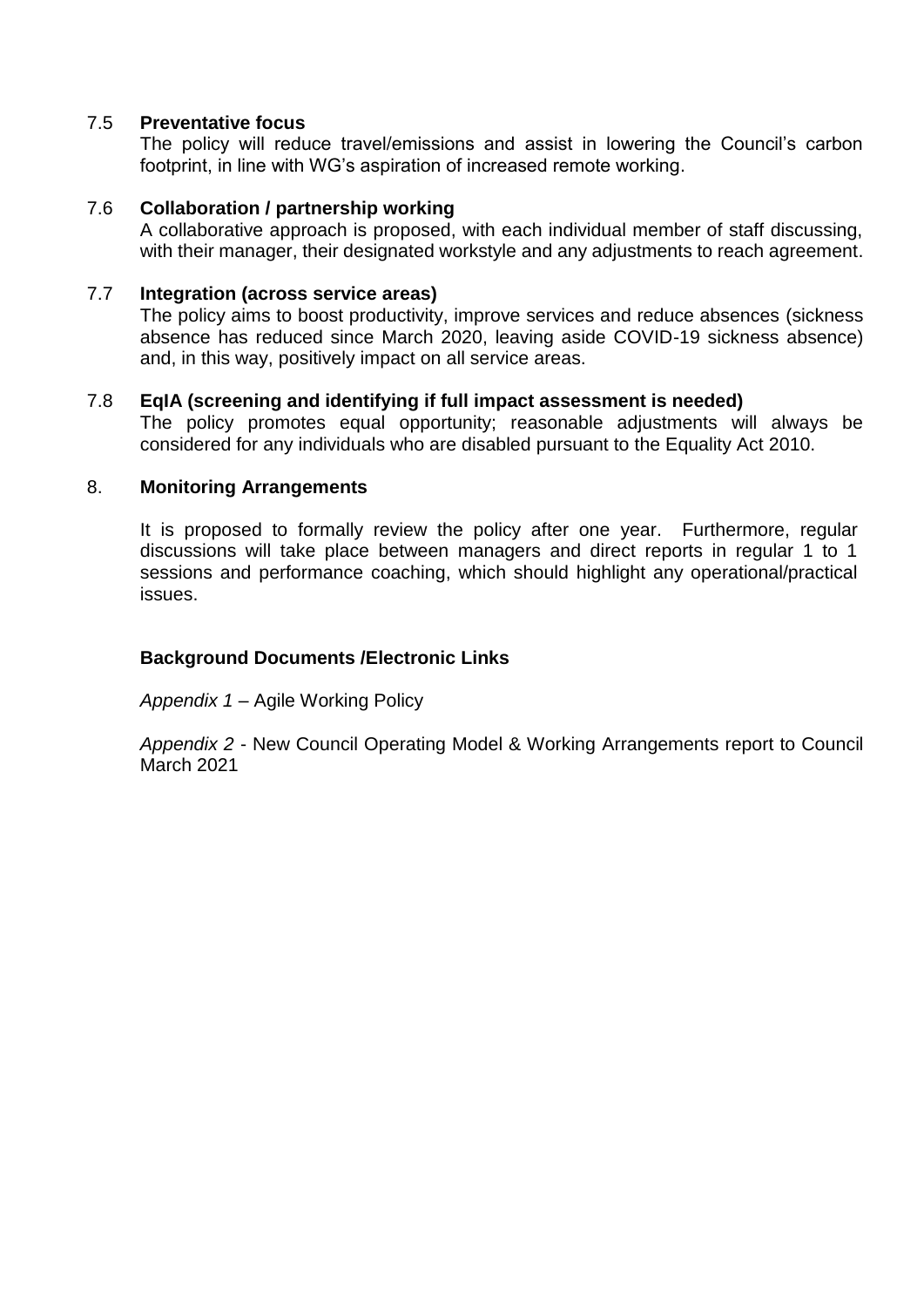### 7.5 **Preventative focus**

The policy will reduce travel/emissions and assist in lowering the Council's carbon footprint, in line with WG's aspiration of increased remote working.

### 7.6 **Collaboration / partnership working**

A collaborative approach is proposed, with each individual member of staff discussing, with their manager, their designated workstyle and any adjustments to reach agreement.

### 7.7 **Integration (across service areas)**

The policy aims to boost productivity, improve services and reduce absences (sickness absence has reduced since March 2020, leaving aside COVID-19 sickness absence) and, in this way, positively impact on all service areas.

### 7.8 **EqIA (screening and identifying if full impact assessment is needed)**

The policy promotes equal opportunity; reasonable adjustments will always be considered for any individuals who are disabled pursuant to the Equality Act 2010.

## 8. **Monitoring Arrangements**

It is proposed to formally review the policy after one year. Furthermore, regular discussions will take place between managers and direct reports in regular 1 to 1 sessions and performance coaching, which should highlight any operational/practical issues.

### **Background Documents /Electronic Links**

*Appendix 1* – Agile Working Policy

*Appendix 2* - New Council Operating Model & Working Arrangements report to Council March 2021